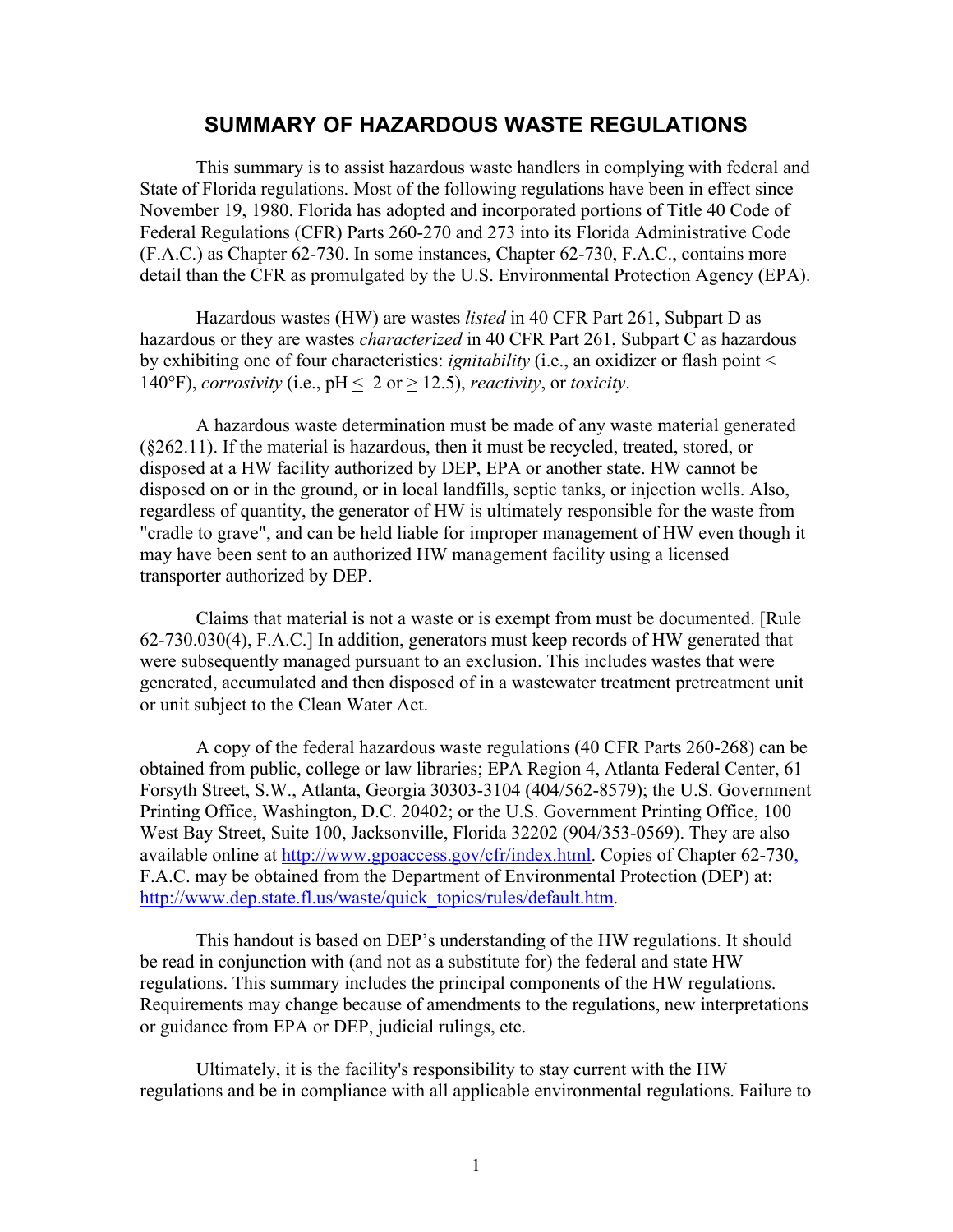# SUMMARY OF HAZARDOUS WASTE REGULATIONS

This summary is to assist hazardous waste handlers in complying with federal and State of Florida regulations. Most of the following regulations have been in effect since November 19, 1980. Florida has adopted and incorporated portions of Title 40 Code of Federal Regulations (CFR) Parts 260-270 and 273 into its Florida Administrative Code (F.A.C.) as Chapter 62-730. In some instances, Chapter 62-730, F.A.C., contains more detail than the CFR as promulgated by the U.S. Environmental Protection Agency (EPA).

Hazardous wastes (HW) are wastes *listed* in 40 CFR Part 261, Subpart D as hazardous or they are wastes *characterized* in 40 CFR Part 261, Subpart C as hazardous by exhibiting one of four characteristics: *ignitability* (i.e., an oxidizer or flash point < 140°F), *corrosivity* (i.e., pH $\leq$ 2 or $\geq$ 12.5), *reactivity*, or *toxicity*.

A hazardous waste determination must be made of any waste material generated (§262.11). If the material is hazardous, then it must be recycled, treated, stored, or disposed at a HW facility authorized by DEP, EPA or another state. HW cannot be disposed on or in the ground, or in local landfills, septic tanks, or injection wells. Also, regardless of quantity, the generator of HW is ultimately responsible for the waste from "cradle to grave", and can be held liable for improper management of HW even though it may have been sent to an authorized HW management facility using a licensed transporter authorized by DEP.

Claims that material is not a waste or is exempt from must be documented. [Rule 62-730.030(4), F.A.C.] In addition, generators must keep records of HW generated that were subsequently managed pursuant to an exclusion. This includes wastes that were generated, accumulated and then disposed of in a wastewater treatment pretreatment unit or unit subject to the Clean Water Act.

A copy of the federal hazardous waste regulations (40 CFR Parts 260-268) can be obtained from public, college or law libraries; EPA Region 4, Atlanta Federal Center, 61 Forsyth Street, S.W., Atlanta, Georgia 30303-3104 (404/562-8579); the U.S. Government Printing Office, Washington, D.C. 20402; or the U.S. Government Printing Office, 100 West Bay Street, Suite 100, Jacksonville, Florida 32202 (904/353-0569). They are also available online at http://www.gpoaccess.gov/cfr/index.html. Copies of Chapter 62-730, F.A.C. may be obtained from the Department of Environmental Protection (DEP) at: http://www.dep.state.fl.us/waste/quick_topics/rules/default.htm.

This handout is based on DEP's understanding of the HW regulations. It should be read in conjunction with (and not as a substitute for) the federal and state HW regulations. This summary includes the principal components of the HW regulations. Requirements may change because of amendments to the regulations, new interpretations or guidance from EPA or DEP, judicial rulings, etc.

Ultimately, it is the facility's responsibility to stay current with the HW regulations and be in compliance with all applicable environmental regulations. Failure to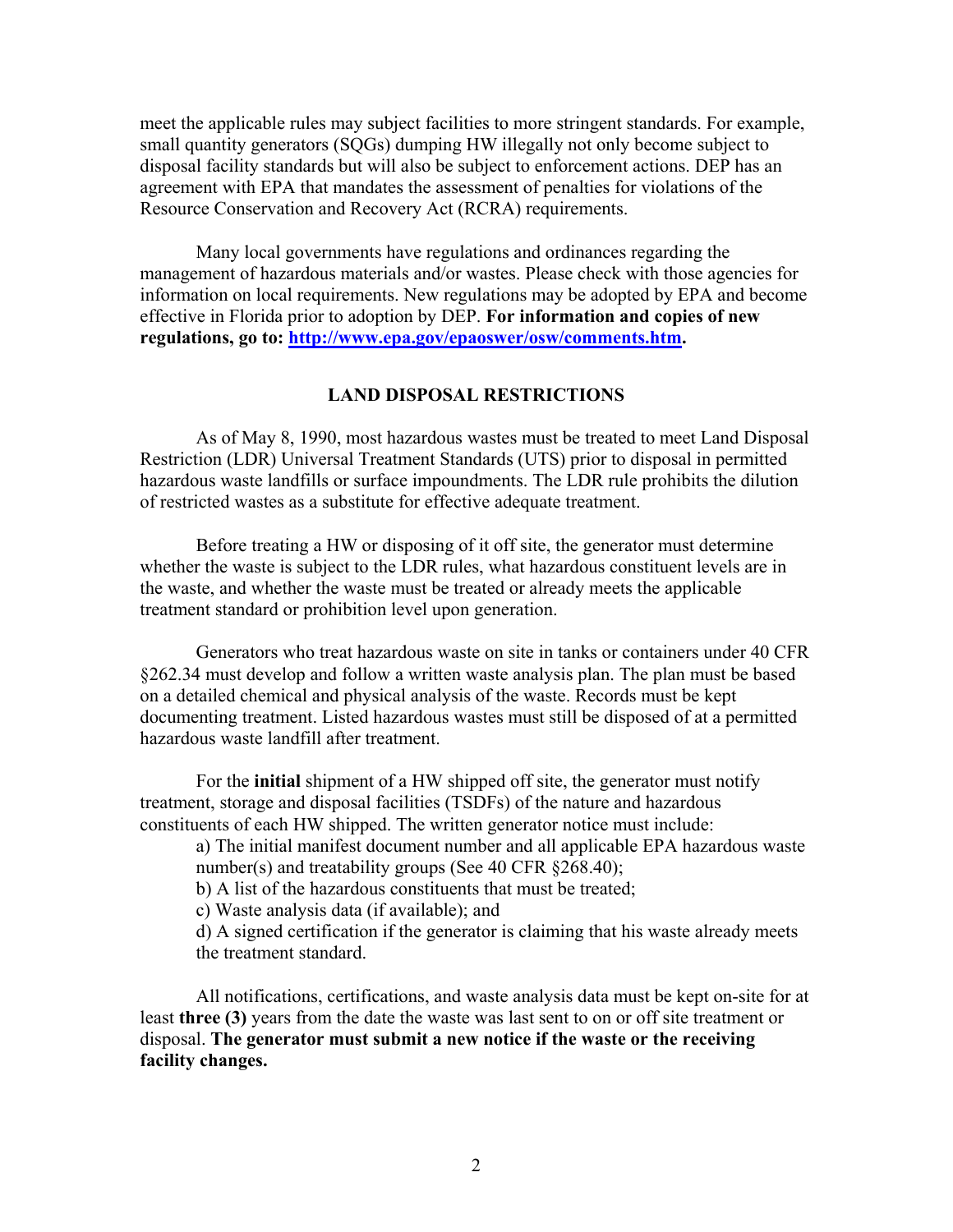meet the applicable rules may subject facilities to more stringent standards. For example, small quantity generators (SQGs) dumping HW illegally not only become subject to disposal facility standards but will also be subject to enforcement actions. DEP has an agreement with EPA that mandates the assessment of penalties for violations of the Resource Conservation and Recovery Act (RCRA) requirements.

Many local governments have regulations and ordinances regarding the management of hazardous materials and/or wastes. Please check with those agencies for information on local requirements. New regulations may be adopted by EPA and become effective in Florida prior to adoption by DEP. **For information and copies of new regulations, go to: [http://www.epa.gov/epaoswer/osw/comments.htm](http://www.epa.gov/epaoswer/osw/comments.htm).**

## LAND DISPOSAL RESTRICTIONS

As of May 8, 1990, most hazardous wastes must be treated to meet Land Disposal Restriction (LDR) Universal Treatment Standards (UTS) prior to disposal in permitted hazardous waste landfills or surface impoundments. The LDR rule prohibits the dilution of restricted wastes as a substitute for effective adequate treatment.

Before treating a HW or disposing of it off site, the generator must determine whether the waste is subject to the LDR rules, what hazardous constituent levels are in the waste, and whether the waste must be treated or already meets the applicable treatment standard or prohibition level upon generation.

Generators who treat hazardous waste on site in tanks or containers under 40 CFR §262.34 must develop and follow a written waste analysis plan. The plan must be based on a detailed chemical and physical analysis of the waste. Records must be kept documenting treatment. Listed hazardous wastes must still be disposed of at a permitted hazardous waste landfill after treatment.

For the **initial** shipment of a HW shipped off site, the generator must notify treatment, storage and disposal facilities (TSDFs) of the nature and hazardous constituents of each HW shipped. The written generator notice must include:

a) The initial manifest document number and all applicable EPA hazardous waste number(s) and treatability groups (See 40 CFR §268.40);
b) A list of the hazardous constituents that must be treated;
c) Waste analysis data (if available); and
d) A signed certification if the generator is claiming that his waste already meets the treatment standard.

All notifications, certifications, and waste analysis data must be kept on-site for at least **three (3)** years from the date the waste was last sent to on or off site treatment or disposal. **The generator must submit a new notice if the waste or the receiving facility changes.**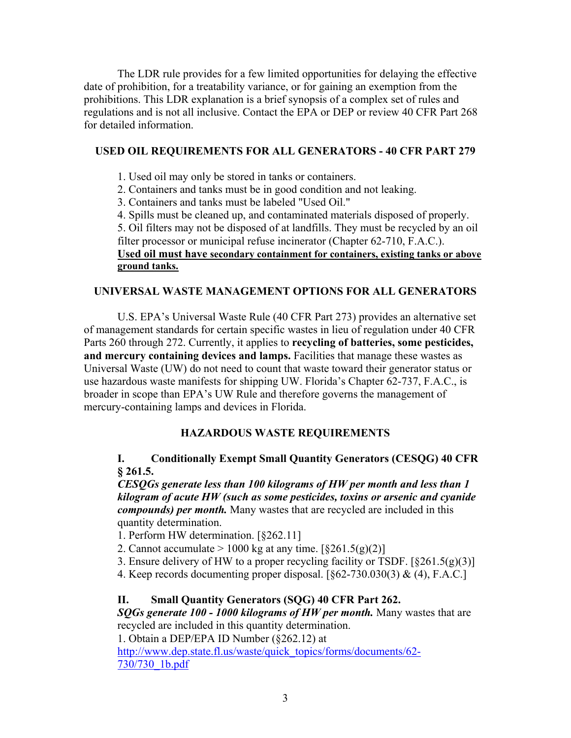The LDR rule provides for a few limited opportunities for delaying the effective date of prohibition, for a treatability variance, or for gaining an exemption from the prohibitions. This LDR explanation is a brief synopsis of a complex set of rules and regulations and is not all inclusive. Contact the EPA or DEP or review 40 CFR Part 268 for detailed information.

## USED OIL REQUIREMENTS FOR ALL GENERATORS - 40 CFR PART 279

1. Used oil may only be stored in tanks or containers.
2. Containers and tanks must be in good condition and not leaking.
3. Containers and tanks must be labeled "Used Oil."
4. Spills must be cleaned up, and contaminated materials disposed of properly.
5. Oil filters may not be disposed of at landfills. They must be recycled by an oil filter processor or municipal refuse incinerator (Chapter 62-710, F.A.C.).

<u>**Used oil must have secondary containment for containers, existing tanks or above ground tanks.**</u>

## UNIVERSAL WASTE MANAGEMENT OPTIONS FOR ALL GENERATORS

U.S. EPA's Universal Waste Rule (40 CFR Part 273) provides an alternative set of management standards for certain specific wastes in lieu of regulation under 40 CFR Parts 260 through 272. Currently, it applies to **recycling of batteries, some pesticides, and mercury containing devices and lamps.** Facilities that manage these wastes as Universal Waste (UW) do not need to count that waste toward their generator status or use hazardous waste manifests for shipping UW. Florida's Chapter 62-737, F.A.C., is broader in scope than EPA's UW Rule and therefore governs the management of mercury-containing lamps and devices in Florida.

## HAZARDOUS WASTE REQUIREMENTS

### I. Conditionally Exempt Small Quantity Generators (CESQG) 40 CFR § 261.5.

***CESQGs generate less than 100 kilograms of HW per month and less than 1 kilogram of acute HW (such as some pesticides, toxins or arsenic and cyanide compounds) per month.*** Many wastes that are recycled are included in this quantity determination.

1. Perform HW determination. [§262.11]
2. Cannot accumulate > 1000 kg at any time. [§261.5(g)(2)]
3. Ensure delivery of HW to a proper recycling facility or TSDF. [§261.5(g)(3)]
4. Keep records documenting proper disposal. [§62-730.030(3) & (4), F.A.C.]

### II. Small Quantity Generators (SQG) 40 CFR Part 262.

***SQGs generate 100 - 1000 kilograms of HW per month.*** Many wastes that are recycled are included in this quantity determination.

1. Obtain a DEP/EPA ID Number (§262.12) at http://www.dep.state.fl.us/waste/quick_topics/forms/documents/62-730/730_1b.pdf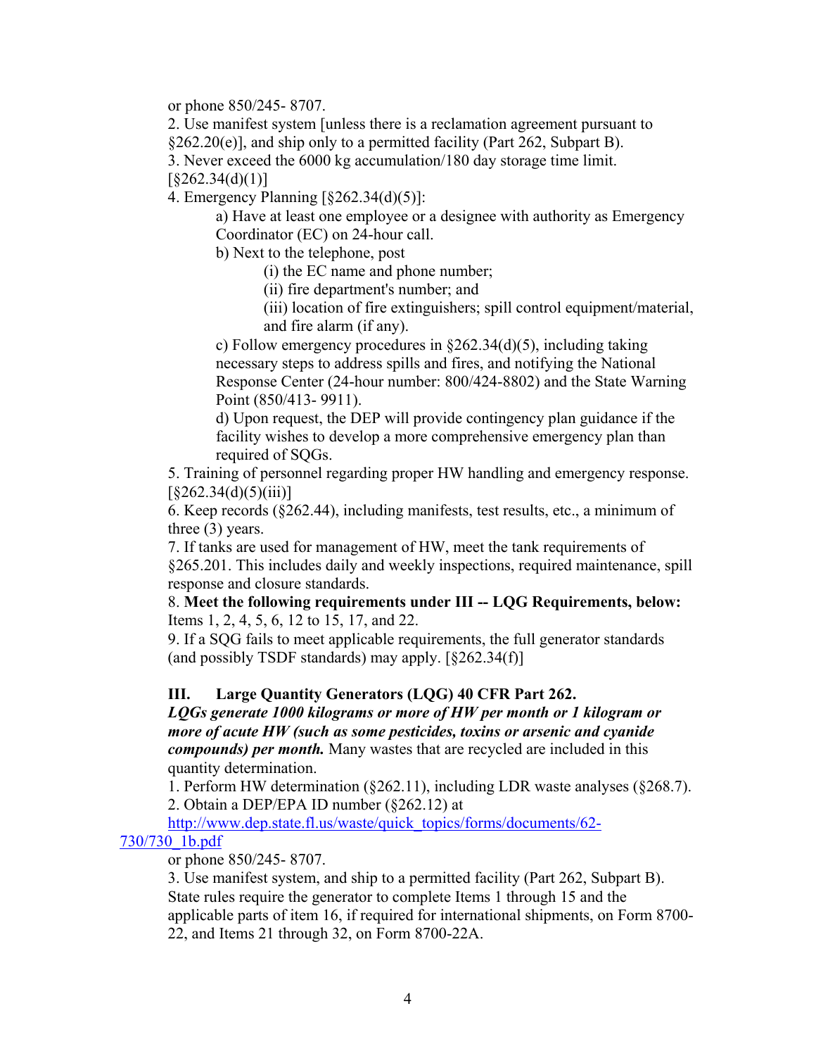or phone 850/245- 8707.

2. Use manifest system [unless there is a reclamation agreement pursuant to §262.20(e)], and ship only to a permitted facility (Part 262, Subpart B).

3. Never exceed the 6000 kg accumulation/180 day storage time limit. [§262.34(d)(1)]

4. Emergency Planning [§262.34(d)(5)]:

   a) Have at least one employee or a designee with authority as Emergency Coordinator (EC) on 24-hour call.

   b) Next to the telephone, post

      (i) the EC name and phone number;

      (ii) fire department's number; and

      (iii) location of fire extinguishers; spill control equipment/material, and fire alarm (if any).

   c) Follow emergency procedures in §262.34(d)(5), including taking necessary steps to address spills and fires, and notifying the National Response Center (24-hour number: 800/424-8802) and the State Warning Point (850/413- 9911).

   d) Upon request, the DEP will provide contingency plan guidance if the facility wishes to develop a more comprehensive emergency plan than required of SQGs.

5. Training of personnel regarding proper HW handling and emergency response. [§262.34(d)(5)(iii)]

6. Keep records (§262.44), including manifests, test results, etc., a minimum of three (3) years.

7. If tanks are used for management of HW, meet the tank requirements of §265.201. This includes daily and weekly inspections, required maintenance, spill response and closure standards.

8. **Meet the following requirements under III -- LQG Requirements, below:** Items 1, 2, 4, 5, 6, 12 to 15, 17, and 22.

9. If a SQG fails to meet applicable requirements, the full generator standards (and possibly TSDF standards) may apply. [§262.34(f)]

## III. Large Quantity Generators (LQG) 40 CFR Part 262.

***LQGs generate 1000 kilograms or more of HW per month or 1 kilogram or more of acute HW (such as some pesticides, toxins or arsenic and cyanide compounds) per month.*** Many wastes that are recycled are included in this quantity determination.

1. Perform HW determination (§262.11), including LDR waste analyses (§268.7).

2. Obtain a DEP/EPA ID number (§262.12) at http://www.dep.state.fl.us/waste/quick_topics/forms/documents/62-730/730_1b.pdf or phone 850/245- 8707.

3. Use manifest system, and ship to a permitted facility (Part 262, Subpart B). State rules require the generator to complete Items 1 through 15 and the applicable parts of item 16, if required for international shipments, on Form 8700-22, and Items 21 through 32, on Form 8700-22A.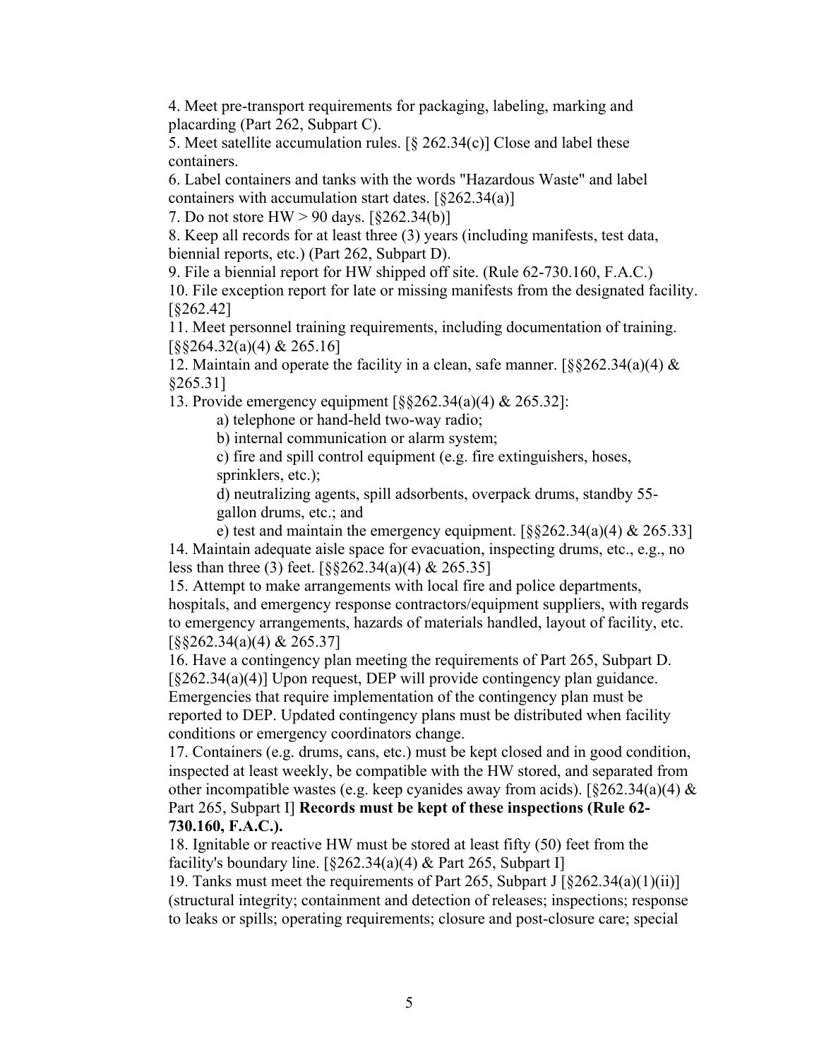4. Meet pre-transport requirements for packaging, labeling, marking and placarding (Part 262, Subpart C).

5. Meet satellite accumulation rules. [§ 262.34(c)] Close and label these containers.

6. Label containers and tanks with the words "Hazardous Waste" and label containers with accumulation start dates. [§262.34(a)]

7. Do not store HW > 90 days. [§262.34(b)]

8. Keep all records for at least three (3) years (including manifests, test data, biennial reports, etc.) (Part 262, Subpart D).

9. File a biennial report for HW shipped off site. (Rule 62-730.160, F.A.C.)

10. File exception report for late or missing manifests from the designated facility. [§262.42]

11. Meet personnel training requirements, including documentation of training. [§§264.32(a)(4) & 265.16]

12. Maintain and operate the facility in a clean, safe manner. [§§262.34(a)(4) & §265.31]

13. Provide emergency equipment [§§262.34(a)(4) & 265.32]:

    a) telephone or hand-held two-way radio;

    b) internal communication or alarm system;

    c) fire and spill control equipment (e.g. fire extinguishers, hoses, sprinklers, etc.);

    d) neutralizing agents, spill adsorbents, overpack drums, standby 55-gallon drums, etc.; and

    e) test and maintain the emergency equipment. [§§262.34(a)(4) & 265.33]

14. Maintain adequate aisle space for evacuation, inspecting drums, etc., e.g., no less than three (3) feet. [§§262.34(a)(4) & 265.35]

15. Attempt to make arrangements with local fire and police departments, hospitals, and emergency response contractors/equipment suppliers, with regards to emergency arrangements, hazards of materials handled, layout of facility, etc. [§§262.34(a)(4) & 265.37]

16. Have a contingency plan meeting the requirements of Part 265, Subpart D. [§262.34(a)(4)] Upon request, DEP will provide contingency plan guidance. Emergencies that require implementation of the contingency plan must be reported to DEP. Updated contingency plans must be distributed when facility conditions or emergency coordinators change.

17. Containers (e.g. drums, cans, etc.) must be kept closed and in good condition, inspected at least weekly, be compatible with the HW stored, and separated from other incompatible wastes (e.g. keep cyanides away from acids). [§262.34(a)(4) & Part 265, Subpart I] **Records must be kept of these inspections (Rule 62-730.160, F.A.C.).**

18. Ignitable or reactive HW must be stored at least fifty (50) feet from the facility's boundary line. [§262.34(a)(4) & Part 265, Subpart I]

19. Tanks must meet the requirements of Part 265, Subpart J [§262.34(a)(1)(ii)] (structural integrity; containment and detection of releases; inspections; response to leaks or spills; operating requirements; closure and post-closure care; special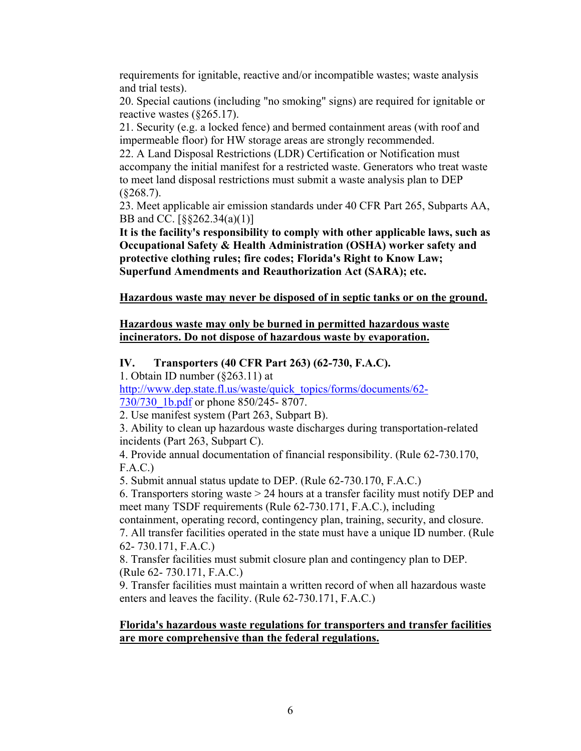requirements for ignitable, reactive and/or incompatible wastes; waste analysis and trial tests).

20. Special cautions (including "no smoking" signs) are required for ignitable or reactive wastes (§265.17).

21. Security (e.g. a locked fence) and bermed containment areas (with roof and impermeable floor) for HW storage areas are strongly recommended.

22. A Land Disposal Restrictions (LDR) Certification or Notification must accompany the initial manifest for a restricted waste. Generators who treat waste to meet land disposal restrictions must submit a waste analysis plan to DEP (§268.7).

23. Meet applicable air emission standards under 40 CFR Part 265, Subparts AA, BB and CC. [§§262.34(a)(1)]

**It is the facility's responsibility to comply with other applicable laws, such as Occupational Safety & Health Administration (OSHA) worker safety and protective clothing rules; fire codes; Florida's Right to Know Law; Superfund Amendments and Reauthorization Act (SARA); etc.**

<u>**Hazardous waste may never be disposed of in septic tanks or on the ground.**</u>

<u>**Hazardous waste may only be burned in permitted hazardous waste incinerators. Do not dispose of hazardous waste by evaporation.**</u>

## IV. Transporters (40 CFR Part 263) (62-730, F.A.C).

1. Obtain ID number (§263.11) at http://www.dep.state.fl.us/waste/quick_topics/forms/documents/62-730/730_1b.pdf or phone 850/245- 8707.
2. Use manifest system (Part 263, Subpart B).
3. Ability to clean up hazardous waste discharges during transportation-related incidents (Part 263, Subpart C).
4. Provide annual documentation of financial responsibility. (Rule 62-730.170, F.A.C.)
5. Submit annual status update to DEP. (Rule 62-730.170, F.A.C.)
6. Transporters storing waste > 24 hours at a transfer facility must notify DEP and meet many TSDF requirements (Rule 62-730.171, F.A.C.), including containment, operating record, contingency plan, training, security, and closure.
7. All transfer facilities operated in the state must have a unique ID number. (Rule 62- 730.171, F.A.C.)
8. Transfer facilities must submit closure plan and contingency plan to DEP. (Rule 62- 730.171, F.A.C.)
9. Transfer facilities must maintain a written record of when all hazardous waste enters and leaves the facility. (Rule 62-730.171, F.A.C.)

<u>**Florida's hazardous waste regulations for transporters and transfer facilities are more comprehensive than the federal regulations.**</u>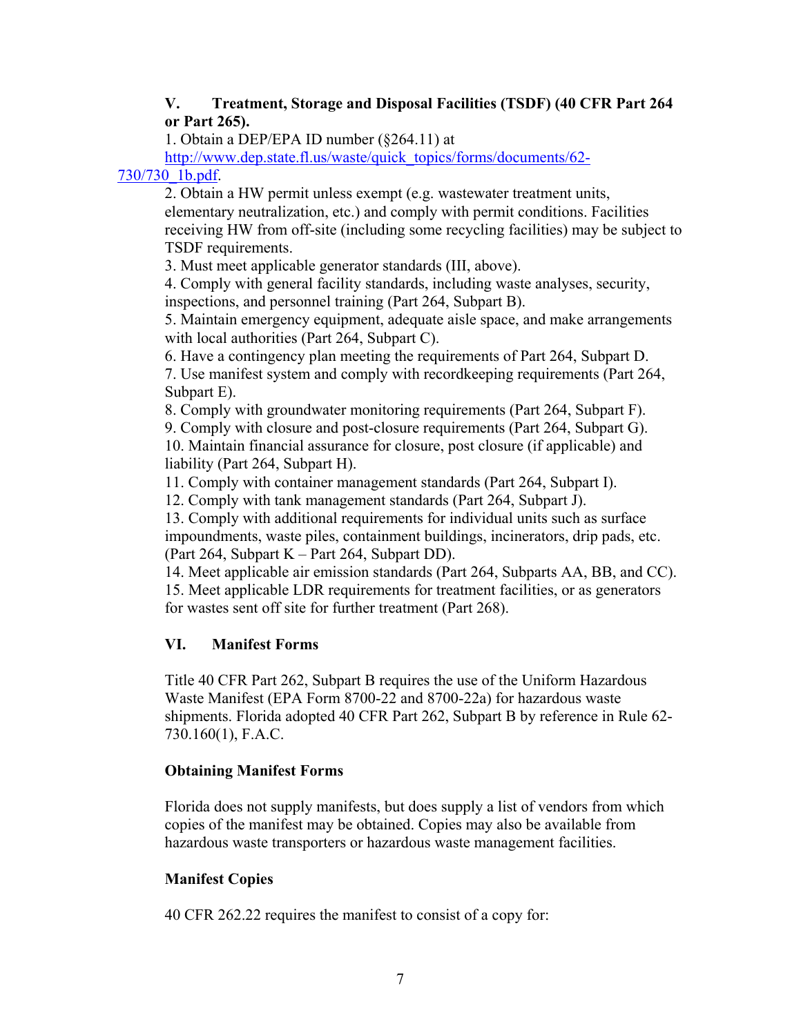## V. Treatment, Storage and Disposal Facilities (TSDF) (40 CFR Part 264 or Part 265).

1. Obtain a DEP/EPA ID number (§264.11) at http://www.dep.state.fl.us/waste/quick_topics/forms/documents/62-730/730_1b.pdf.
2. Obtain a HW permit unless exempt (e.g. wastewater treatment units, elementary neutralization, etc.) and comply with permit conditions. Facilities receiving HW from off-site (including some recycling facilities) may be subject to TSDF requirements.
3. Must meet applicable generator standards (III, above).
4. Comply with general facility standards, including waste analyses, security, inspections, and personnel training (Part 264, Subpart B).
5. Maintain emergency equipment, adequate aisle space, and make arrangements with local authorities (Part 264, Subpart C).
6. Have a contingency plan meeting the requirements of Part 264, Subpart D.
7. Use manifest system and comply with recordkeeping requirements (Part 264, Subpart E).
8. Comply with groundwater monitoring requirements (Part 264, Subpart F).
9. Comply with closure and post-closure requirements (Part 264, Subpart G).
10. Maintain financial assurance for closure, post closure (if applicable) and liability (Part 264, Subpart H).
11. Comply with container management standards (Part 264, Subpart I).
12. Comply with tank management standards (Part 264, Subpart J).
13. Comply with additional requirements for individual units such as surface impoundments, waste piles, containment buildings, incinerators, drip pads, etc. (Part 264, Subpart K – Part 264, Subpart DD).
14. Meet applicable air emission standards (Part 264, Subparts AA, BB, and CC).
15. Meet applicable LDR requirements for treatment facilities, or as generators for wastes sent off site for further treatment (Part 268).

## VI. Manifest Forms

Title 40 CFR Part 262, Subpart B requires the use of the Uniform Hazardous Waste Manifest (EPA Form 8700-22 and 8700-22a) for hazardous waste shipments. Florida adopted 40 CFR Part 262, Subpart B by reference in Rule 62-730.160(1), F.A.C.

### Obtaining Manifest Forms

Florida does not supply manifests, but does supply a list of vendors from which copies of the manifest may be obtained. Copies may also be available from hazardous waste transporters or hazardous waste management facilities.

### Manifest Copies

40 CFR 262.22 requires the manifest to consist of a copy for: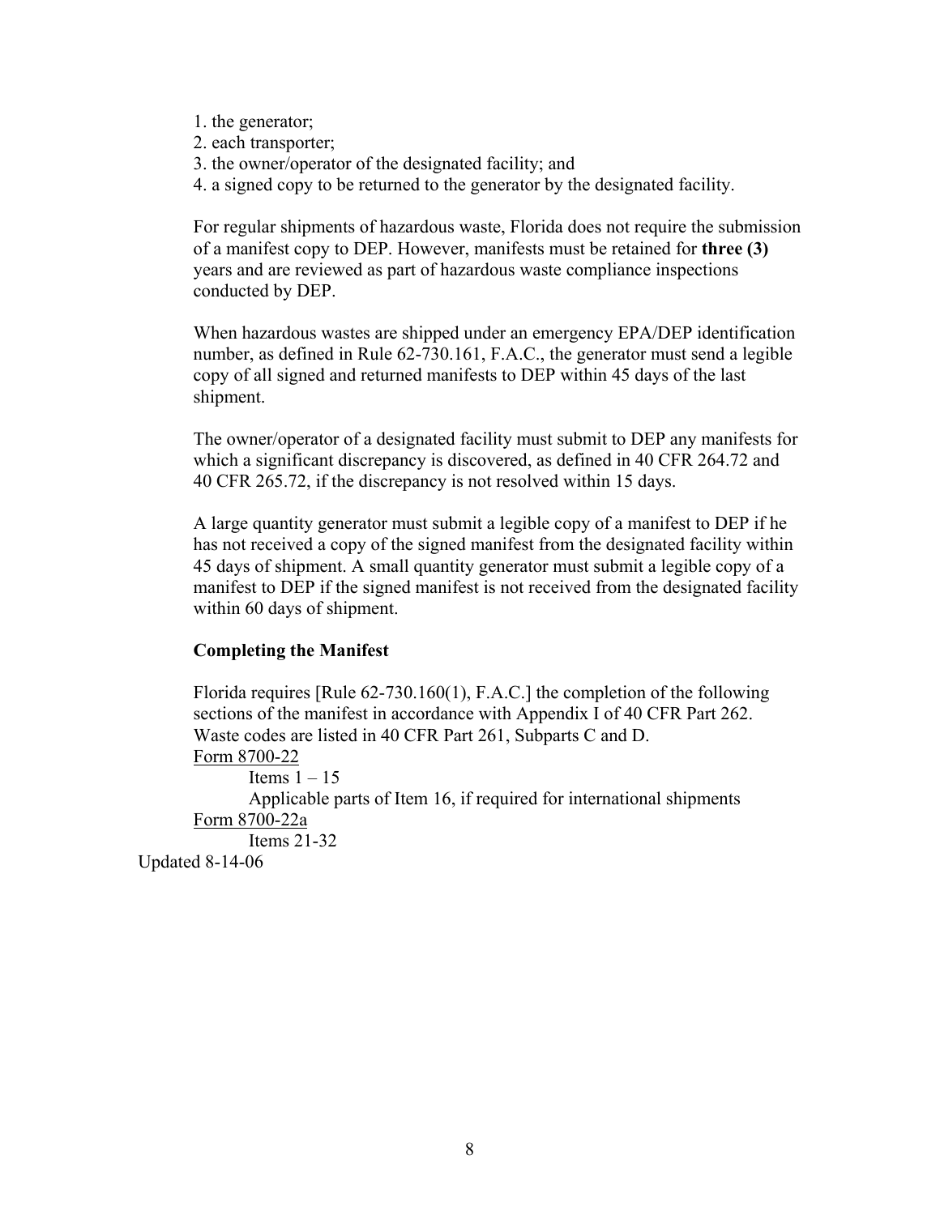1. the generator;
2. each transporter;
3. the owner/operator of the designated facility; and
4. a signed copy to be returned to the generator by the designated facility.

For regular shipments of hazardous waste, Florida does not require the submission of a manifest copy to DEP. However, manifests must be retained for **three (3)** years and are reviewed as part of hazardous waste compliance inspections conducted by DEP.

When hazardous wastes are shipped under an emergency EPA/DEP identification number, as defined in Rule 62-730.161, F.A.C., the generator must send a legible copy of all signed and returned manifests to DEP within 45 days of the last shipment.

The owner/operator of a designated facility must submit to DEP any manifests for which a significant discrepancy is discovered, as defined in 40 CFR 264.72 and 40 CFR 265.72, if the discrepancy is not resolved within 15 days.

A large quantity generator must submit a legible copy of a manifest to DEP if he has not received a copy of the signed manifest from the designated facility within 45 days of shipment. A small quantity generator must submit a legible copy of a manifest to DEP if the signed manifest is not received from the designated facility within 60 days of shipment.

**Completing the Manifest**

Florida requires [Rule 62-730.160(1), F.A.C.] the completion of the following sections of the manifest in accordance with Appendix I of 40 CFR Part 262. Waste codes are listed in 40 CFR Part 261, Subparts C and D.

<u>Form 8700-22</u>

Items 1 – 15

Applicable parts of Item 16, if required for international shipments

<u>Form 8700-22a</u>

Items 21-32

Updated 8-14-06